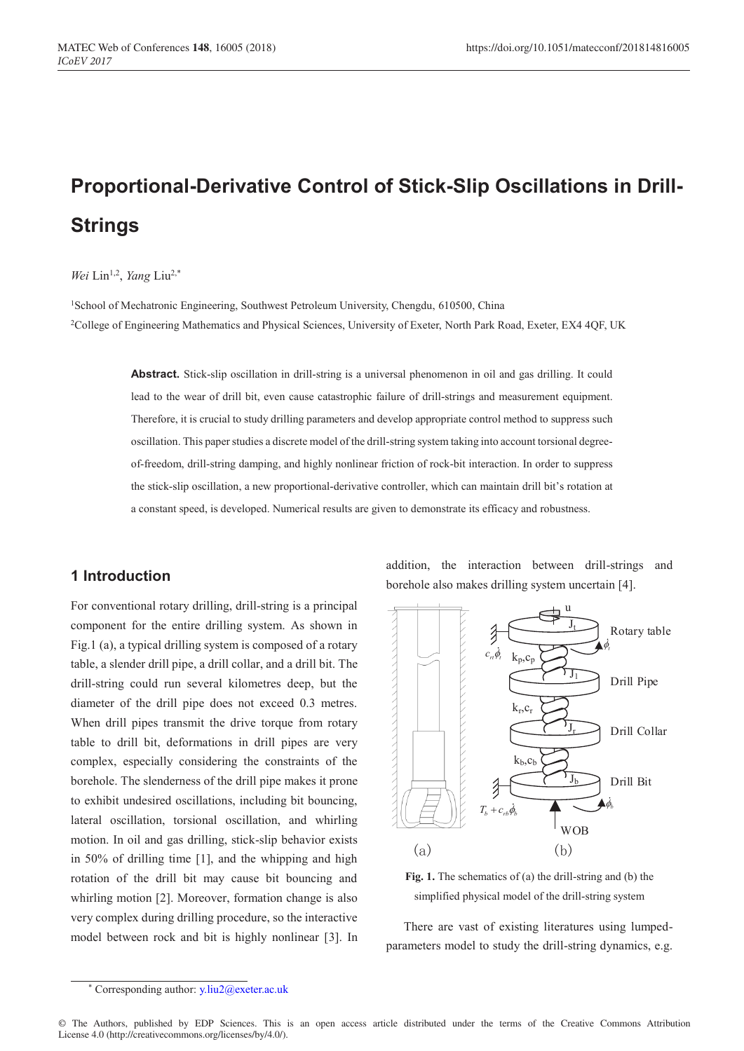# Proportional-Derivative Control of Stick-Slip Oscillations in Drill-Strings

*Wei* Lin[1,2], *Yang* Liu[2,*]

[1]School of Mechatronic Engineering, Southwest Petroleum University, Chengdu, 610500, China

[2]College of Engineering Mathematics and Physical Sciences, University of Exeter, North Park Road, Exeter, EX4 4QF, UK

**Abstract.** Stick-slip oscillation in drill-string is a universal phenomenon in oil and gas drilling. It could lead to the wear of drill bit, even cause catastrophic failure of drill-strings and measurement equipment. Therefore, it is crucial to study drilling parameters and develop appropriate control method to suppress such oscillation. This paper studies a discrete model of the drill-string system taking into account torsional degree-of-freedom, drill-string damping, and highly nonlinear friction of rock-bit interaction. In order to suppress the stick-slip oscillation, a new proportional-derivative controller, which can maintain drill bit's rotation at a constant speed, is developed. Numerical results are given to demonstrate its efficacy and robustness.

## 1 Introduction

For conventional rotary drilling, drill-string is a principal component for the entire drilling system. As shown in Fig.1 (a), a typical drilling system is composed of a rotary table, a slender drill pipe, a drill collar, and a drill bit. The drill-string could run several kilometres deep, but the diameter of the drill pipe does not exceed 0.3 metres. When drill pipes transmit the drive torque from rotary table to drill bit, deformations in drill pipes are very complex, especially considering the constraints of the borehole. The slenderness of the drill pipe makes it prone to exhibit undesired oscillations, including bit bouncing, lateral oscillation, torsional oscillation, and whirling motion. In oil and gas drilling, stick-slip behavior exists in 50% of drilling time [1], and the whipping and high rotation of the drill bit may cause bit bouncing and whirling motion [2]. Moreover, formation change is also very complex during drilling procedure, so the interactive model between rock and bit is highly nonlinear [3]. In addition, the interaction between drill-strings and borehole also makes drilling system uncertain [4].

**Fig. 1.** The schematics of (a) the drill-string and (b) the simplified physical model of the drill-string system

There are vast of existing literatures using lumped-parameters model to study the drill-string dynamics, e.g.

* Corresponding author: y.liu2@exeter.ac.uk

© The Authors, published by EDP Sciences. This is an open access article distributed under the terms of the Creative Commons Attribution License 4.0 (http://creativecommons.org/licenses/by/4.0/).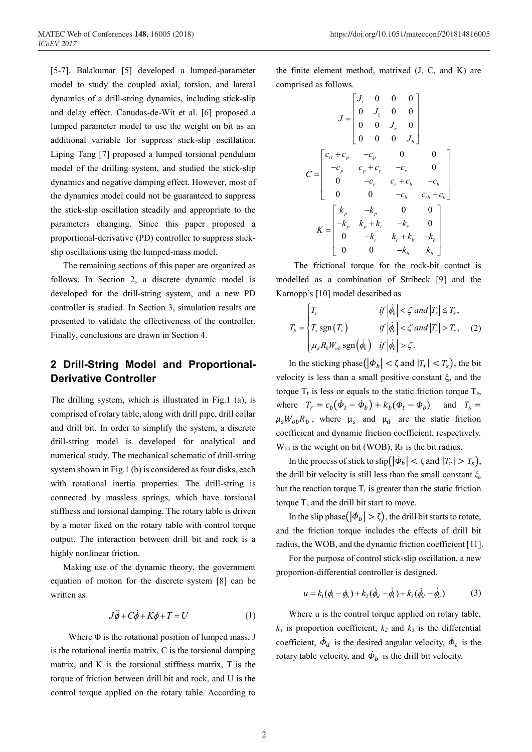[5-7]. Balakumar [5] developed a lumped-parameter model to study the coupled axial, torsion, and lateral dynamics of a drill-string dynamics, including stick-slip and delay effect. Canudas-de-Wit et al. [6] proposed a lumped parameter model to use the weight on bit as an additional variable for suppress stick-slip oscillation. Liping Tang [7] proposed a lumped torsional pendulum model of the drilling system, and studied the stick-slip dynamics and negative damping effect. However, most of the dynamics model could not be guaranteed to suppress the stick-slip oscillation steadily and appropriate to the parameters changing. Since this paper proposed a proportional-derivative (PD) controller to suppress stick-slip oscillations using the lumped-mass model.

The remaining sections of this paper are organized as follows. In Section 2, a discrete dynamic model is developed for the drill-string system, and a new PD controller is studied. In Section 3, simulation results are presented to validate the effectiveness of the controller. Finally, conclusions are drawn in Section 4.

## 2 Drill-String Model and Proportional-Derivative Controller

The drilling system, which is illustrated in Fig.1 (a), is comprised of rotary table, along with drill pipe, drill collar and drill bit. In order to simplify the system, a discrete drill-string model is developed for analytical and numerical study. The mechanical schematic of drill-string system shown in Fig.1 (b) is considered as four disks, each with rotational inertia properties. The drill-string is connected by massless springs, which have torsional stiffness and torsional damping. The rotary table is driven by a motor fixed on the rotary table with control torque output. The interaction between drill bit and rock is a highly nonlinear friction.

Making use of the dynamic theory, the government equation of motion for the discrete system [8] can be written as

$$J\ddot{\phi}+C\dot{\phi}+K\phi+T=U \tag{1}$$

Where $\Phi$ is the rotational position of lumped mass, J is the rotational inertia matrix, C is the torsional damping matrix, and K is the torsional stiffness matrix, T is the torque of friction between drill bit and rock, and U is the control torque applied on the rotary table. According to the finite element method, matrixed (J, C, and K) are comprised as follows.

$$J=\begin{bmatrix} J_t & 0 & 0 & 0 \\ 0 & J_1 & 0 & 0 \\ 0 & 0 & J_r & 0 \\ 0 & 0 & 0 & J_b \end{bmatrix}$$

$$C=\begin{bmatrix} c_{rt}+c_p & -c_p & 0 & 0 \\ -c_p & c_p+c_r & -c_r & 0 \\ 0 & -c_r & c_r+c_b & -c_b \\ 0 & 0 & -c_b & c_{rb}+c_b \end{bmatrix}$$

$$K=\begin{bmatrix} k_p & -k_p & 0 & 0 \\ -k_p & k_p+k_r & -k_r & 0 \\ 0 & -k_r & k_r+k_b & -k_b \\ 0 & 0 & -k_b & k_b \end{bmatrix}$$

The frictional torque for the rock-bit contact is modelled as a combination of Stribeck [9] and the Karnopp's [10] model described as

$$T_b=\begin{cases} T_r & if\ |\dot{\phi}_b|<\zeta\ and\ |T_r|\le T_s, \\ T_s\,\mathrm{sgn}(T_r) & if\ |\dot{\phi}_b|<\zeta\ and\ |T_r|>T_s, \\ \mu_d R_b W_{ob}\,\mathrm{sgn}(\dot{\phi}_b) & if\ |\dot{\phi}_b|>\zeta. \end{cases} \tag{2}$$

In the sticking phase$\left(|\dot{\Phi}_b|<\zeta \text{ and } |T_r|<T_s\right)$, the bit velocity is less than a small positive constant $\xi$, and the torque $T_r$ is less or equals to the static friction torque $T_s$, where $T_r=c_b(\dot{\Phi}_t-\dot{\Phi}_b)+k_b(\Phi_t-\Phi_b)$ and $T_s=\mu_s W_{ob} R_b$, where $\mu_s$ and $\mu_d$ are the static friction coefficient and dynamic friction coefficient, respectively. $W_{ob}$ is the weight on bit (WOB), $R_b$ is the bit radius.

In the process of stick to slip$\left(|\dot{\Phi}_b|<\zeta \text{ and } |T_r|>T_s\right)$, the drill bit velocity is still less than the small constant $\xi$, but the reaction torque $T_r$ is greater than the static friction torque $T_s$ and the drill bit start to move.

In the slip phase$\left(|\dot{\Phi}_b|>\zeta\right)$, the drill bit starts to rotate, and the friction torque includes the effects of drill bit radius, the WOB, and the dynamic friction coefficient [11].

For the purpose of control stick-slip oscillation, a new proportion-differential controller is designed.

$$u=k_1(\phi_t-\phi_b)+k_2(\dot{\phi}_d-\dot{\phi}_t)+k_3(\dot{\phi}_d-\dot{\phi}_b) \tag{3}$$

Where u is the control torque applied on rotary table, $k_1$ is proportion coefficient, $k_2$ and $k_3$ is the differential coefficient, $\dot{\Phi}_d$ is the desired angular velocity, $\dot{\Phi}_t$ is the rotary table velocity, and $\dot{\Phi}_b$ is the drill bit velocity.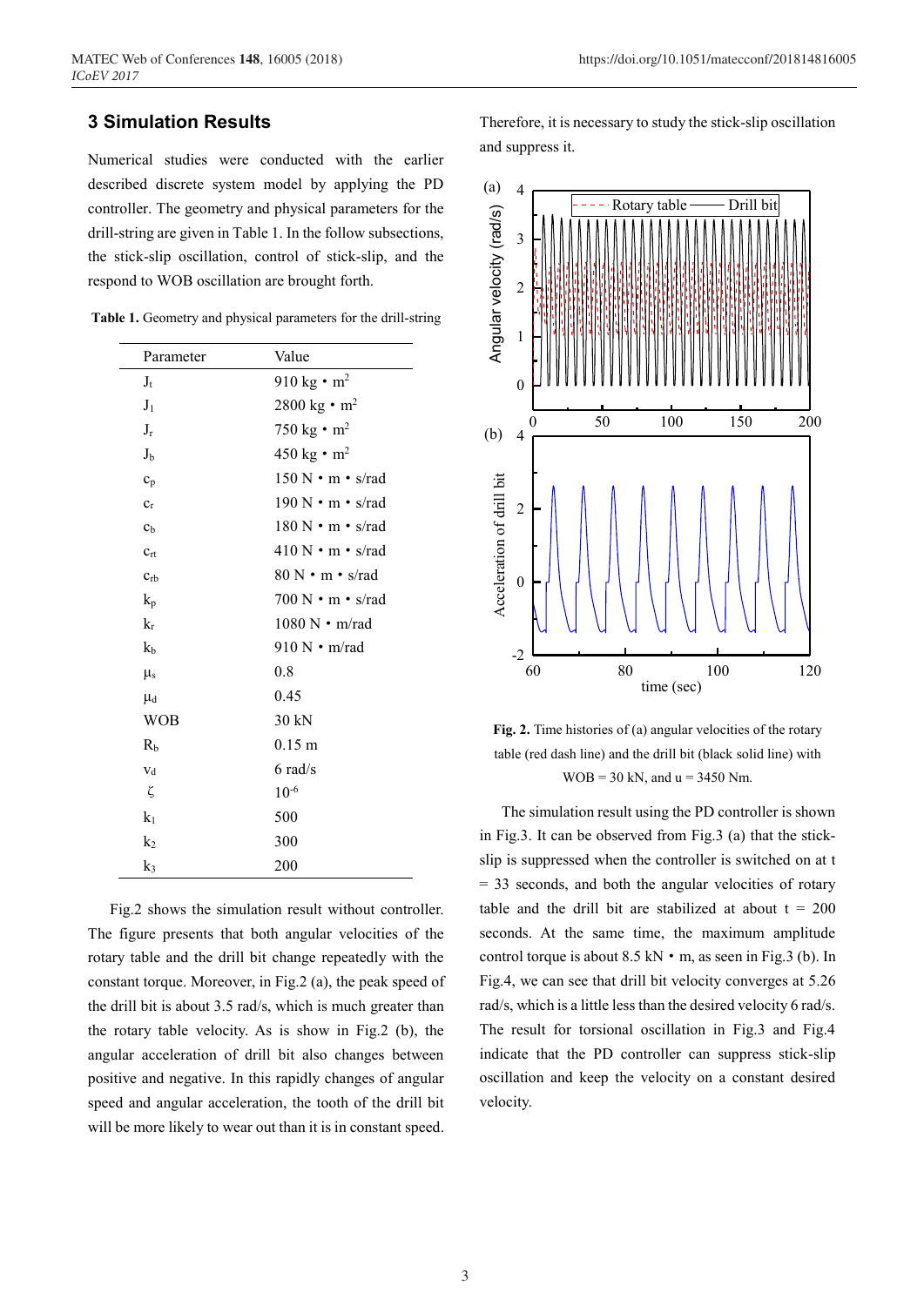## 3 Simulation Results

Numerical studies were conducted with the earlier described discrete system model by applying the PD controller. The geometry and physical parameters for the drill-string are given in Table 1. In the follow subsections, the stick-slip oscillation, control of stick-slip, and the respond to WOB oscillation are brought forth.

**Table 1.** Geometry and physical parameters for the drill-string

| Parameter | Value |
|---|---|
| $J_t$ | 910 kg • m$^2$ |
| $J_l$ | 2800 kg • m$^2$ |
| $J_r$ | 750 kg • m$^2$ |
| $J_b$ | 450 kg • m$^2$ |
| $c_p$ | 150 N • m • s/rad |
| $c_r$ | 190 N • m • s/rad |
| $c_b$ | 180 N • m • s/rad |
| $c_{rt}$ | 410 N • m • s/rad |
| $c_{rb}$ | 80 N • m • s/rad |
| $k_p$ | 700 N • m • s/rad |
| $k_r$ | 1080 N • m/rad |
| $k_b$ | 910 N • m/rad |
| $\mu_s$ | 0.8 |
| $\mu_d$ | 0.45 |
| WOB | 30 kN |
| $R_b$ | 0.15 m |
| $v_d$ | 6 rad/s |
| $\zeta$ | $10^{-6}$ |
| $k_1$ | 500 |
| $k_2$ | 300 |
| $k_3$ | 200 |

Fig.2 shows the simulation result without controller. The figure presents that both angular velocities of the rotary table and the drill bit change repeatedly with the constant torque. Moreover, in Fig.2 (a), the peak speed of the drill bit is about 3.5 rad/s, which is much greater than the rotary table velocity. As is show in Fig.2 (b), the angular acceleration of drill bit also changes between positive and negative. In this rapidly changes of angular speed and angular acceleration, the tooth of the drill bit will be more likely to wear out than it is in constant speed. Therefore, it is necessary to study the stick-slip oscillation and suppress it.

**Fig. 2.** Time histories of (a) angular velocities of the rotary table (red dash line) and the drill bit (black solid line) with WOB = 30 kN, and u = 3450 Nm.

The simulation result using the PD controller is shown in Fig.3. It can be observed from Fig.3 (a) that the stick-slip is suppressed when the controller is switched on at t = 33 seconds, and both the angular velocities of rotary table and the drill bit are stabilized at about t = 200 seconds. At the same time, the maximum amplitude control torque is about 8.5 kN • m, as seen in Fig.3 (b). In Fig.4, we can see that drill bit velocity converges at 5.26 rad/s, which is a little less than the desired velocity 6 rad/s. The result for torsional oscillation in Fig.3 and Fig.4 indicate that the PD controller can suppress stick-slip oscillation and keep the velocity on a constant desired velocity.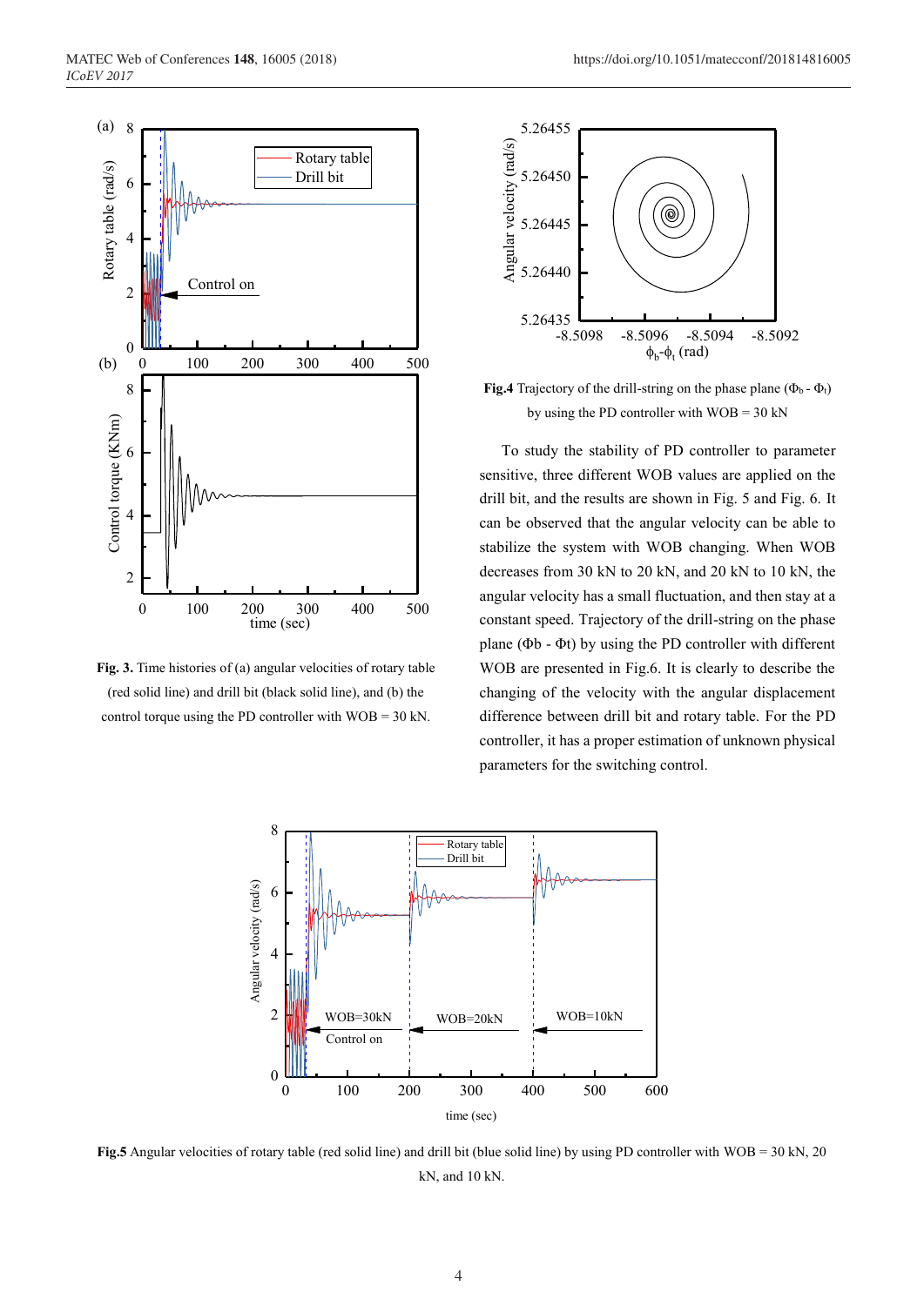**Fig. 3.** Time histories of (a) angular velocities of rotary table (red solid line) and drill bit (black solid line), and (b) the control torque using the PD controller with WOB = 30 kN.

**Fig.4** Trajectory of the drill-string on the phase plane ($\Phi_b$ - $\Phi_t$) by using the PD controller with WOB = 30 kN

To study the stability of PD controller to parameter sensitive, three different WOB values are applied on the drill bit, and the results are shown in Fig. 5 and Fig. 6. It can be observed that the angular velocity can be able to stabilize the system with WOB changing. When WOB decreases from 30 kN to 20 kN, and 20 kN to 10 kN, the angular velocity has a small fluctuation, and then stay at a constant speed. Trajectory of the drill-string on the phase plane ($\Phi$b - $\Phi$t) by using the PD controller with different WOB are presented in Fig.6. It is clearly to describe the changing of the velocity with the angular displacement difference between drill bit and rotary table. For the PD controller, it has a proper estimation of unknown physical parameters for the switching control.

**Fig.5** Angular velocities of rotary table (red solid line) and drill bit (blue solid line) by using PD controller with WOB = 30 kN, 20 kN, and 10 kN.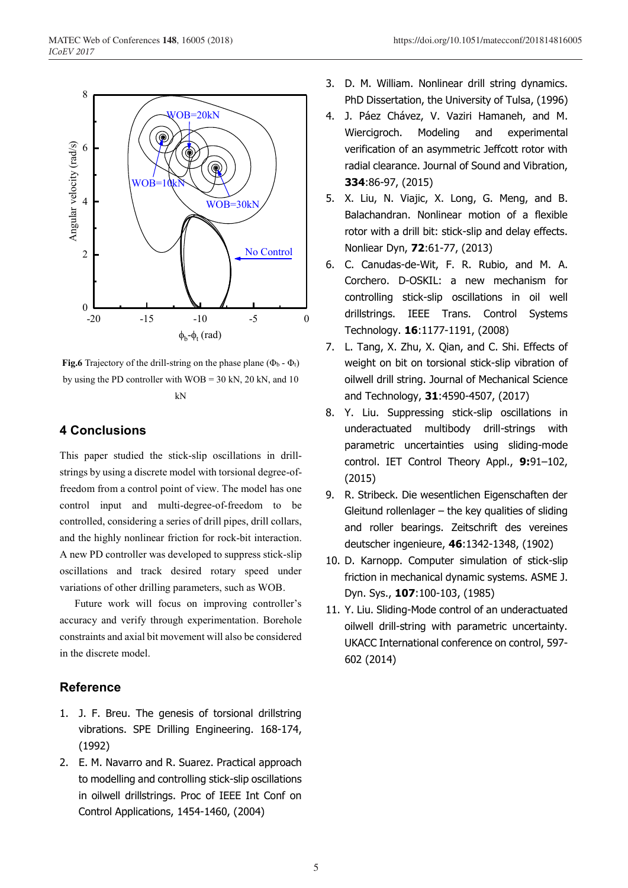8

6

4

2

0

-20 -15 -10 -5 0

Angular velocity (rad/s)

$\phi_b$-$\phi_t$ (rad)

WOB=20kN

WOB=10kN

WOB=30kN

No Control

**Fig.6** Trajectory of the drill-string on the phase plane ($\Phi_b$ - $\Phi_t$) by using the PD controller with WOB = 30 kN, 20 kN, and 10 kN

## 4 Conclusions

This paper studied the stick-slip oscillations in drill-strings by using a discrete model with torsional degree-of-freedom from a control point of view. The model has one control input and multi-degree-of-freedom to be controlled, considering a series of drill pipes, drill collars, and the highly nonlinear friction for rock-bit interaction. A new PD controller was developed to suppress stick-slip oscillations and track desired rotary speed under variations of other drilling parameters, such as WOB.

Future work will focus on improving controller's accuracy and verify through experimentation. Borehole constraints and axial bit movement will also be considered in the discrete model.

## Reference

1. J. F. Breu. The genesis of torsional drillstring vibrations. SPE Drilling Engineering. 168-174, (1992)
2. E. M. Navarro and R. Suarez. Practical approach to modelling and controlling stick-slip oscillations in oilwell drillstrings. Proc of IEEE Int Conf on Control Applications, 1454-1460, (2004)
3. D. M. William. Nonlinear drill string dynamics. PhD Dissertation, the University of Tulsa, (1996)
4. J. Páez Chávez, V. Vaziri Hamaneh, and M. Wiercigroch. Modeling and experimental verification of an asymmetric Jeffcott rotor with radial clearance. Journal of Sound and Vibration, **334**:86-97, (2015)
5. X. Liu, N. Viajic, X. Long, G. Meng, and B. Balachandran. Nonlinear motion of a flexible rotor with a drill bit: stick-slip and delay effects. Nonliear Dyn, **72**:61-77, (2013)
6. C. Canudas-de-Wit, F. R. Rubio, and M. A. Corchero. D-OSKIL: a new mechanism for controlling stick-slip oscillations in oil well drillstrings. IEEE Trans. Control Systems Technology. **16**:1177-1191, (2008)
7. L. Tang, X. Zhu, X. Qian, and C. Shi. Effects of weight on bit on torsional stick-slip vibration of oilwell drill string. Journal of Mechanical Science and Technology, **31**:4590-4507, (2017)
8. Y. Liu. Suppressing stick-slip oscillations in underactuated multibody drill-strings with parametric uncertainties using sliding-mode control. IET Control Theory Appl., **9:**91–102, (2015)
9. R. Stribeck. Die wesentlichen Eigenschaften der Gleitund rollenlager – the key qualities of sliding and roller bearings. Zeitschrift des vereines deutscher ingenieure, **46**:1342-1348, (1902)
10. D. Karnopp. Computer simulation of stick-slip friction in mechanical dynamic systems. ASME J. Dyn. Sys., **107**:100-103, (1985)
11. Y. Liu. Sliding-Mode control of an underactuated oilwell drill-string with parametric uncertainty. UKACC International conference on control, 597-602 (2014)